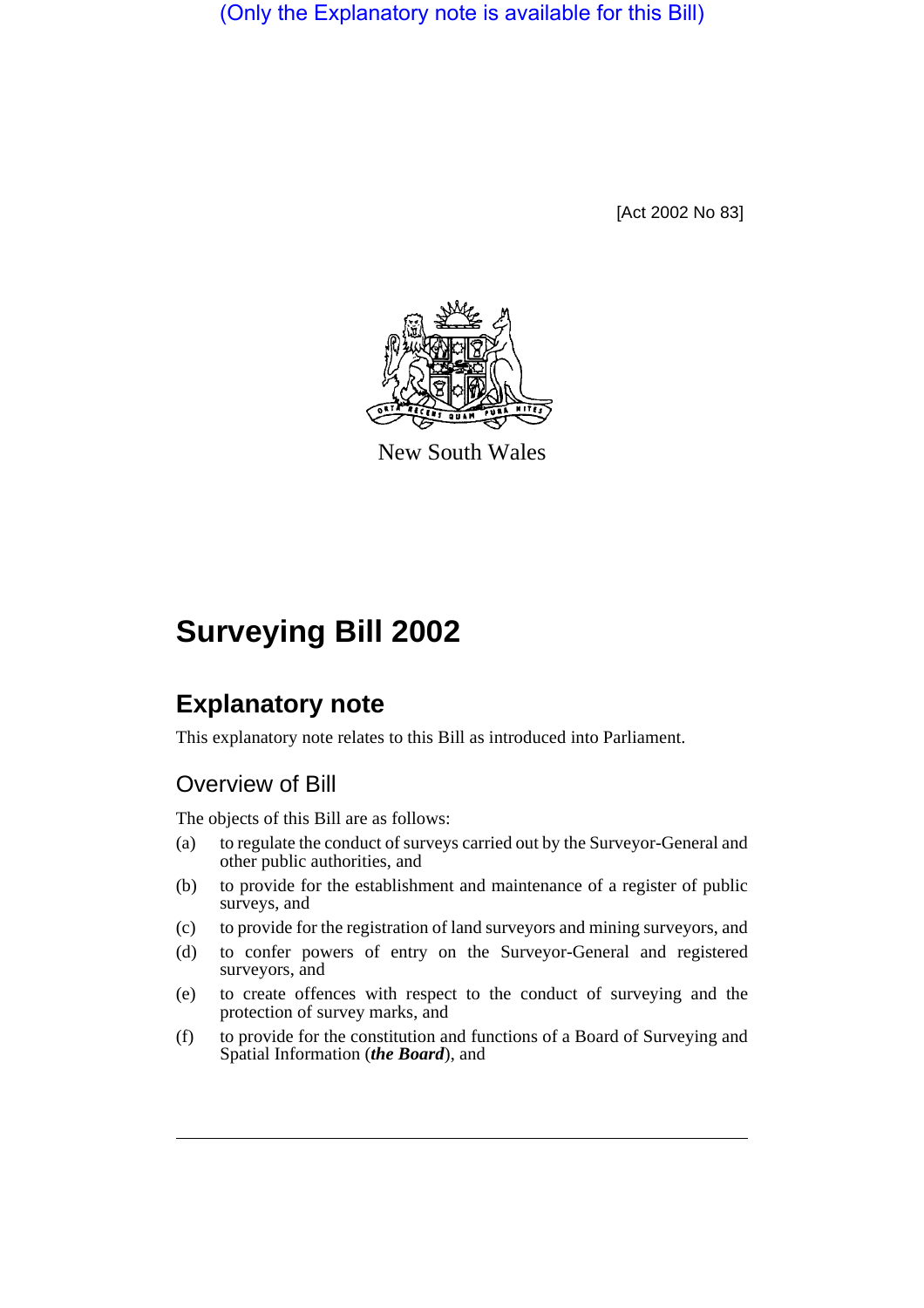(Only the Explanatory note is available for this Bill)

[Act 2002 No 83]

New South Wales

# Surveying Bill 2002

## Explanatory note

This explanatory note relates to this Bill as introduced into Parliament.

### Overview of Bill

The objects of this Bill are as follows:

(a) to regulate the conduct of surveys carried out by the Surveyor-General and other public authorities, and

(b) to provide for the establishment and maintenance of a register of public surveys, and

(c) to provide for the registration of land surveyors and mining surveyors, and

(d) to confer powers of entry on the Surveyor-General and registered surveyors, and

(e) to create offences with respect to the conduct of surveying and the protection of survey marks, and

(f) to provide for the constitution and functions of a Board of Surveying and Spatial Information (***the Board***), and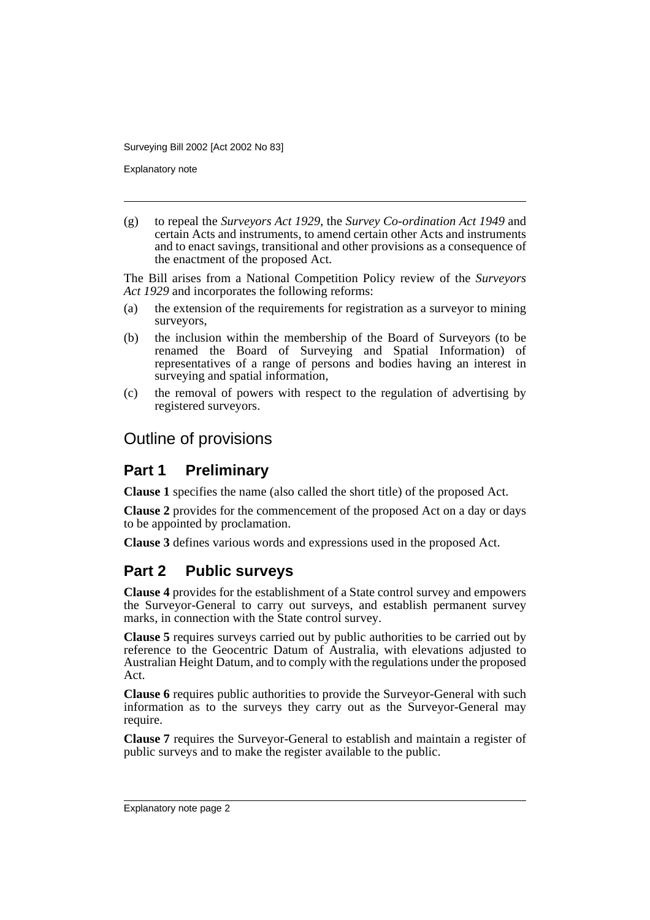(g) to repeal the *Surveyors Act 1929*, the *Survey Co-ordination Act 1949* and certain Acts and instruments, to amend certain other Acts and instruments and to enact savings, transitional and other provisions as a consequence of the enactment of the proposed Act.

The Bill arises from a National Competition Policy review of the *Surveyors Act 1929* and incorporates the following reforms:

(a) the extension of the requirements for registration as a surveyor to mining surveyors,

(b) the inclusion within the membership of the Board of Surveyors (to be renamed the Board of Surveying and Spatial Information) of representatives of a range of persons and bodies having an interest in surveying and spatial information,

(c) the removal of powers with respect to the regulation of advertising by registered surveyors.

## Outline of provisions

### Part 1 Preliminary

**Clause 1** specifies the name (also called the short title) of the proposed Act.

**Clause 2** provides for the commencement of the proposed Act on a day or days to be appointed by proclamation.

**Clause 3** defines various words and expressions used in the proposed Act.

### Part 2 Public surveys

**Clause 4** provides for the establishment of a State control survey and empowers the Surveyor-General to carry out surveys, and establish permanent survey marks, in connection with the State control survey.

**Clause 5** requires surveys carried out by public authorities to be carried out by reference to the Geocentric Datum of Australia, with elevations adjusted to Australian Height Datum, and to comply with the regulations under the proposed Act.

**Clause 6** requires public authorities to provide the Surveyor-General with such information as to the surveys they carry out as the Surveyor-General may require.

**Clause 7** requires the Surveyor-General to establish and maintain a register of public surveys and to make the register available to the public.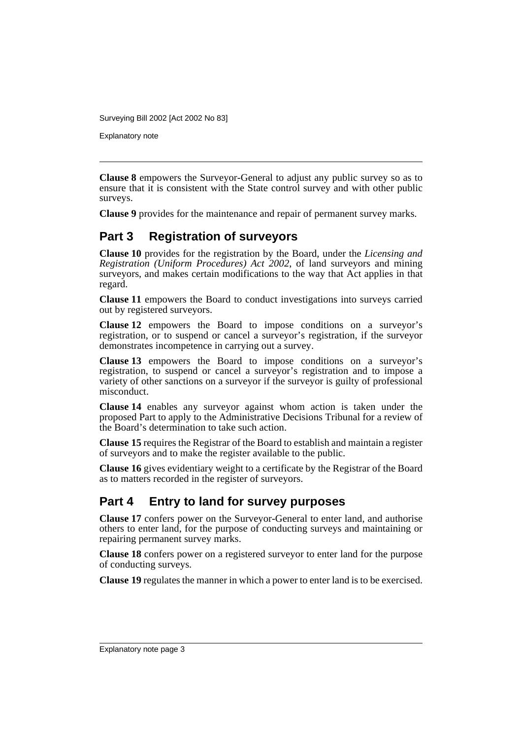**Clause 8** empowers the Surveyor-General to adjust any public survey so as to ensure that it is consistent with the State control survey and with other public surveys.

**Clause 9** provides for the maintenance and repair of permanent survey marks.

## Part 3 Registration of surveyors

**Clause 10** provides for the registration by the Board, under the *Licensing and Registration (Uniform Procedures) Act 2002*, of land surveyors and mining surveyors, and makes certain modifications to the way that Act applies in that regard.

**Clause 11** empowers the Board to conduct investigations into surveys carried out by registered surveyors.

**Clause 12** empowers the Board to impose conditions on a surveyor's registration, or to suspend or cancel a surveyor's registration, if the surveyor demonstrates incompetence in carrying out a survey.

**Clause 13** empowers the Board to impose conditions on a surveyor's registration, to suspend or cancel a surveyor's registration and to impose a variety of other sanctions on a surveyor if the surveyor is guilty of professional misconduct.

**Clause 14** enables any surveyor against whom action is taken under the proposed Part to apply to the Administrative Decisions Tribunal for a review of the Board's determination to take such action.

**Clause 15** requires the Registrar of the Board to establish and maintain a register of surveyors and to make the register available to the public.

**Clause 16** gives evidentiary weight to a certificate by the Registrar of the Board as to matters recorded in the register of surveyors.

## Part 4 Entry to land for survey purposes

**Clause 17** confers power on the Surveyor-General to enter land, and authorise others to enter land, for the purpose of conducting surveys and maintaining or repairing permanent survey marks.

**Clause 18** confers power on a registered surveyor to enter land for the purpose of conducting surveys.

**Clause 19** regulates the manner in which a power to enter land is to be exercised.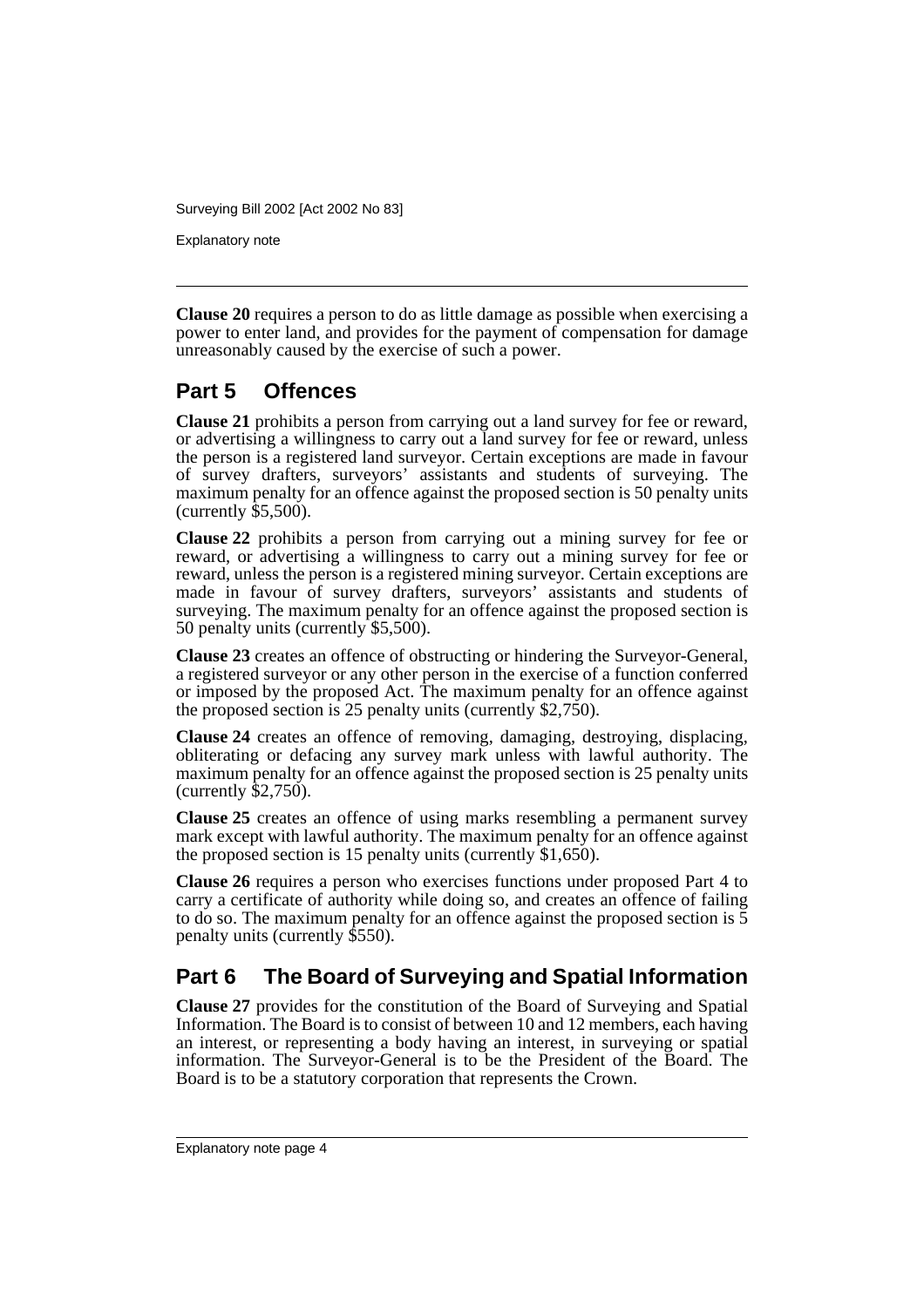**Clause 20** requires a person to do as little damage as possible when exercising a power to enter land, and provides for the payment of compensation for damage unreasonably caused by the exercise of such a power.

## Part 5 Offences

**Clause 21** prohibits a person from carrying out a land survey for fee or reward, or advertising a willingness to carry out a land survey for fee or reward, unless the person is a registered land surveyor. Certain exceptions are made in favour of survey drafters, surveyors' assistants and students of surveying. The maximum penalty for an offence against the proposed section is 50 penalty units (currently $5,500).

**Clause 22** prohibits a person from carrying out a mining survey for fee or reward, or advertising a willingness to carry out a mining survey for fee or reward, unless the person is a registered mining surveyor. Certain exceptions are made in favour of survey drafters, surveyors' assistants and students of surveying. The maximum penalty for an offence against the proposed section is 50 penalty units (currently $5,500).

**Clause 23** creates an offence of obstructing or hindering the Surveyor-General, a registered surveyor or any other person in the exercise of a function conferred or imposed by the proposed Act. The maximum penalty for an offence against the proposed section is 25 penalty units (currently $2,750).

**Clause 24** creates an offence of removing, damaging, destroying, displacing, obliterating or defacing any survey mark unless with lawful authority. The maximum penalty for an offence against the proposed section is 25 penalty units (currently $2,750).

**Clause 25** creates an offence of using marks resembling a permanent survey mark except with lawful authority. The maximum penalty for an offence against the proposed section is 15 penalty units (currently $1,650).

**Clause 26** requires a person who exercises functions under proposed Part 4 to carry a certificate of authority while doing so, and creates an offence of failing to do so. The maximum penalty for an offence against the proposed section is 5 penalty units (currently $550).

## Part 6 The Board of Surveying and Spatial Information

**Clause 27** provides for the constitution of the Board of Surveying and Spatial Information. The Board is to consist of between 10 and 12 members, each having an interest, or representing a body having an interest, in surveying or spatial information. The Surveyor-General is to be the President of the Board. The Board is to be a statutory corporation that represents the Crown.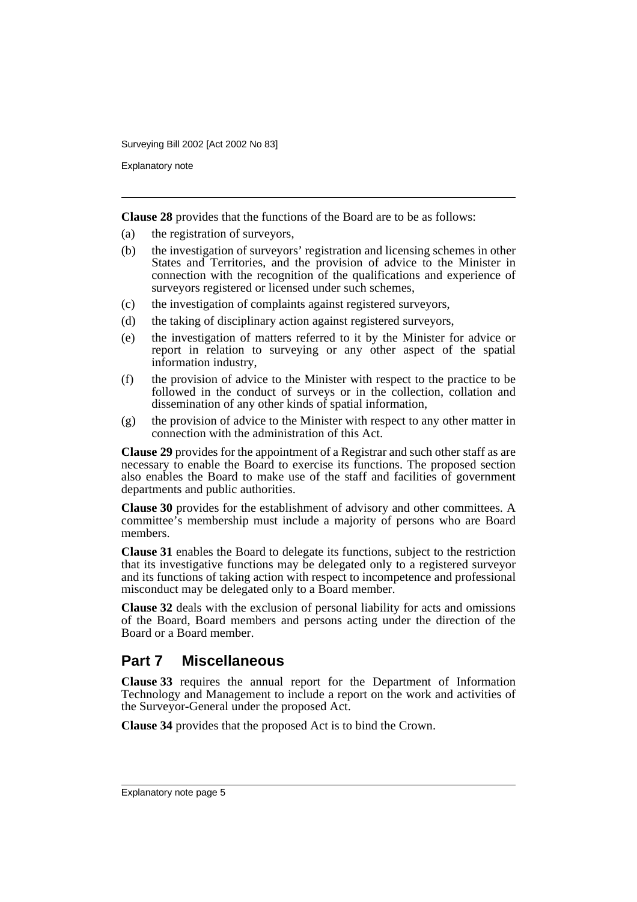**Clause 28** provides that the functions of the Board are to be as follows:

(a) the registration of surveyors,

(b) the investigation of surveyors' registration and licensing schemes in other States and Territories, and the provision of advice to the Minister in connection with the recognition of the qualifications and experience of surveyors registered or licensed under such schemes,

(c) the investigation of complaints against registered surveyors,

(d) the taking of disciplinary action against registered surveyors,

(e) the investigation of matters referred to it by the Minister for advice or report in relation to surveying or any other aspect of the spatial information industry,

(f) the provision of advice to the Minister with respect to the practice to be followed in the conduct of surveys or in the collection, collation and dissemination of any other kinds of spatial information,

(g) the provision of advice to the Minister with respect to any other matter in connection with the administration of this Act.

**Clause 29** provides for the appointment of a Registrar and such other staff as are necessary to enable the Board to exercise its functions. The proposed section also enables the Board to make use of the staff and facilities of government departments and public authorities.

**Clause 30** provides for the establishment of advisory and other committees. A committee's membership must include a majority of persons who are Board members.

**Clause 31** enables the Board to delegate its functions, subject to the restriction that its investigative functions may be delegated only to a registered surveyor and its functions of taking action with respect to incompetence and professional misconduct may be delegated only to a Board member.

**Clause 32** deals with the exclusion of personal liability for acts and omissions of the Board, Board members and persons acting under the direction of the Board or a Board member.

## Part 7 Miscellaneous

**Clause 33** requires the annual report for the Department of Information Technology and Management to include a report on the work and activities of the Surveyor-General under the proposed Act.

**Clause 34** provides that the proposed Act is to bind the Crown.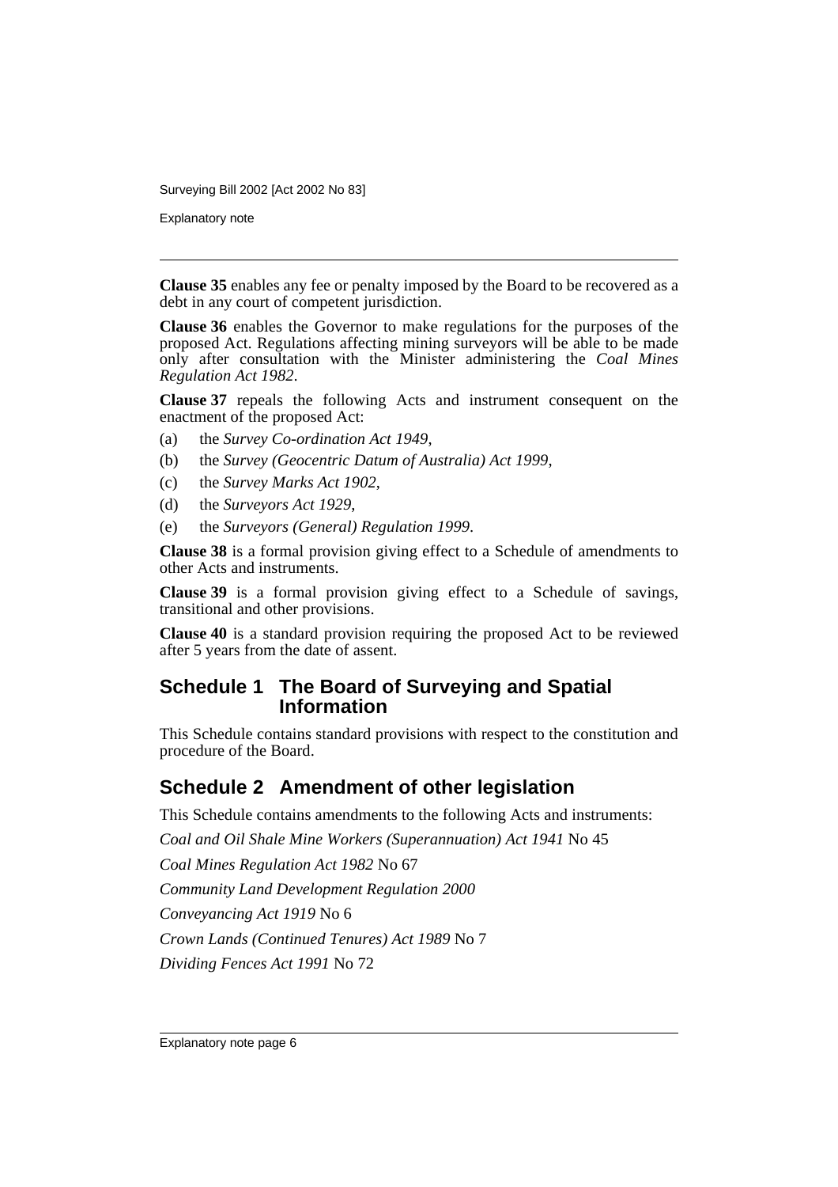**Clause 35** enables any fee or penalty imposed by the Board to be recovered as a debt in any court of competent jurisdiction.

**Clause 36** enables the Governor to make regulations for the purposes of the proposed Act. Regulations affecting mining surveyors will be able to be made only after consultation with the Minister administering the *Coal Mines Regulation Act 1982*.

**Clause 37** repeals the following Acts and instrument consequent on the enactment of the proposed Act:

(a) the *Survey Co-ordination Act 1949*,

(b) the *Survey (Geocentric Datum of Australia) Act 1999*,

(c) the *Survey Marks Act 1902*,

(d) the *Surveyors Act 1929*,

(e) the *Surveyors (General) Regulation 1999*.

**Clause 38** is a formal provision giving effect to a Schedule of amendments to other Acts and instruments.

**Clause 39** is a formal provision giving effect to a Schedule of savings, transitional and other provisions.

**Clause 40** is a standard provision requiring the proposed Act to be reviewed after 5 years from the date of assent.

## Schedule 1 The Board of Surveying and Spatial Information

This Schedule contains standard provisions with respect to the constitution and procedure of the Board.

## Schedule 2 Amendment of other legislation

This Schedule contains amendments to the following Acts and instruments:

*Coal and Oil Shale Mine Workers (Superannuation) Act 1941* No 45

*Coal Mines Regulation Act 1982* No 67

*Community Land Development Regulation 2000*

*Conveyancing Act 1919* No 6

*Crown Lands (Continued Tenures) Act 1989* No 7

*Dividing Fences Act 1991* No 72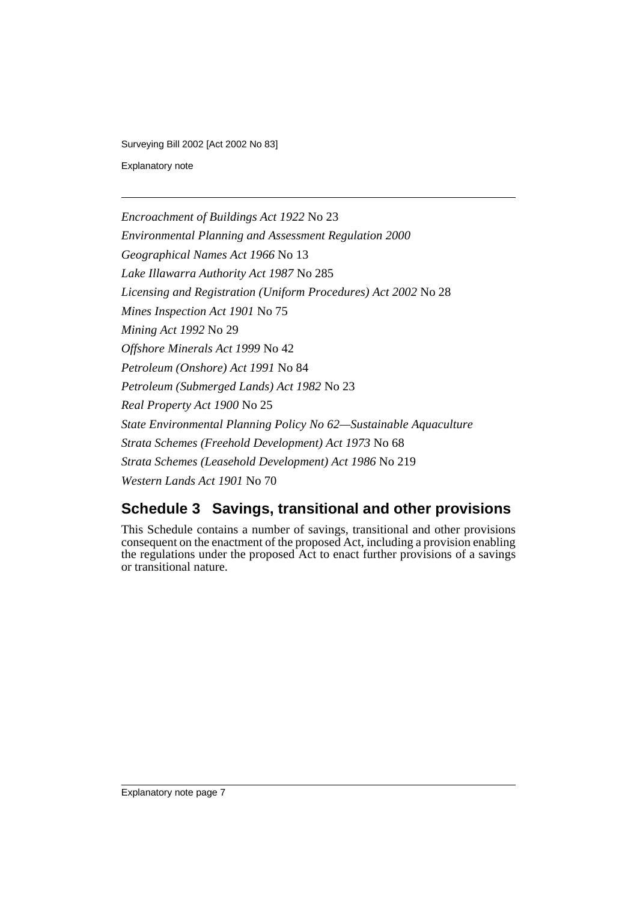*Encroachment of Buildings Act 1922* No 23

*Environmental Planning and Assessment Regulation 2000*

*Geographical Names Act 1966* No 13

*Lake Illawarra Authority Act 1987* No 285

*Licensing and Registration (Uniform Procedures) Act 2002* No 28

*Mines Inspection Act 1901* No 75

*Mining Act 1992* No 29

*Offshore Minerals Act 1999* No 42

*Petroleum (Onshore) Act 1991* No 84

*Petroleum (Submerged Lands) Act 1982* No 23

*Real Property Act 1900* No 25

*State Environmental Planning Policy No 62—Sustainable Aquaculture*

*Strata Schemes (Freehold Development) Act 1973* No 68

*Strata Schemes (Leasehold Development) Act 1986* No 219

*Western Lands Act 1901* No 70

## Schedule 3 Savings, transitional and other provisions

This Schedule contains a number of savings, transitional and other provisions consequent on the enactment of the proposed Act, including a provision enabling the regulations under the proposed Act to enact further provisions of a savings or transitional nature.